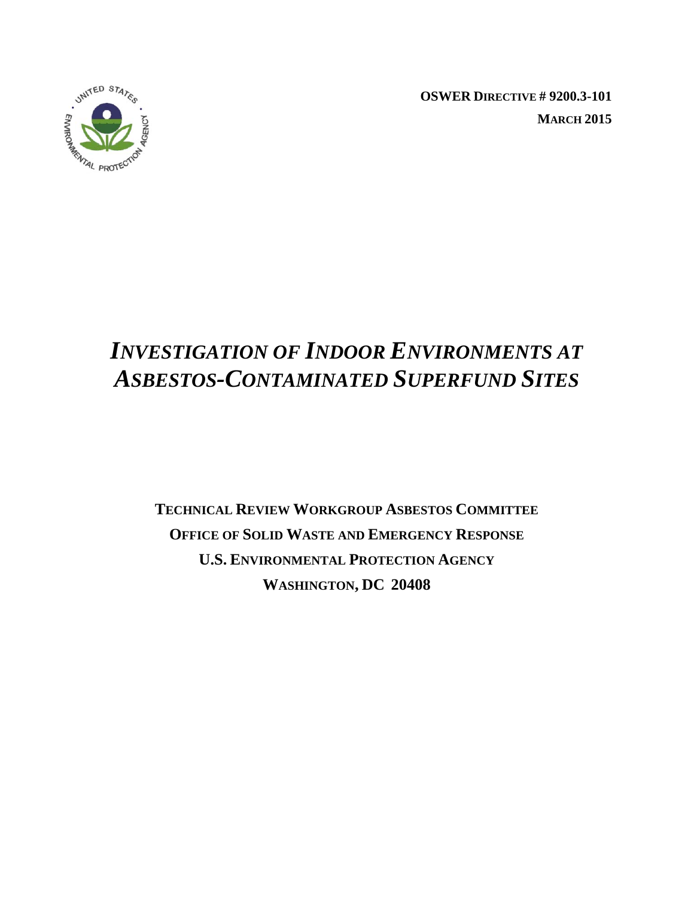**OSWER DIRECTIVE # 9200.3-101**

**MARCH 2015**

# *INVESTIGATION OF INDOOR ENVIRONMENTS AT ASBESTOS-CONTAMINATED SUPERFUND SITES*

**TECHNICAL REVIEW WORKGROUP ASBESTOS COMMITTEE**

**OFFICE OF SOLID WASTE AND EMERGENCY RESPONSE**

**U.S. ENVIRONMENTAL PROTECTION AGENCY**

**WASHINGTON, DC 20408**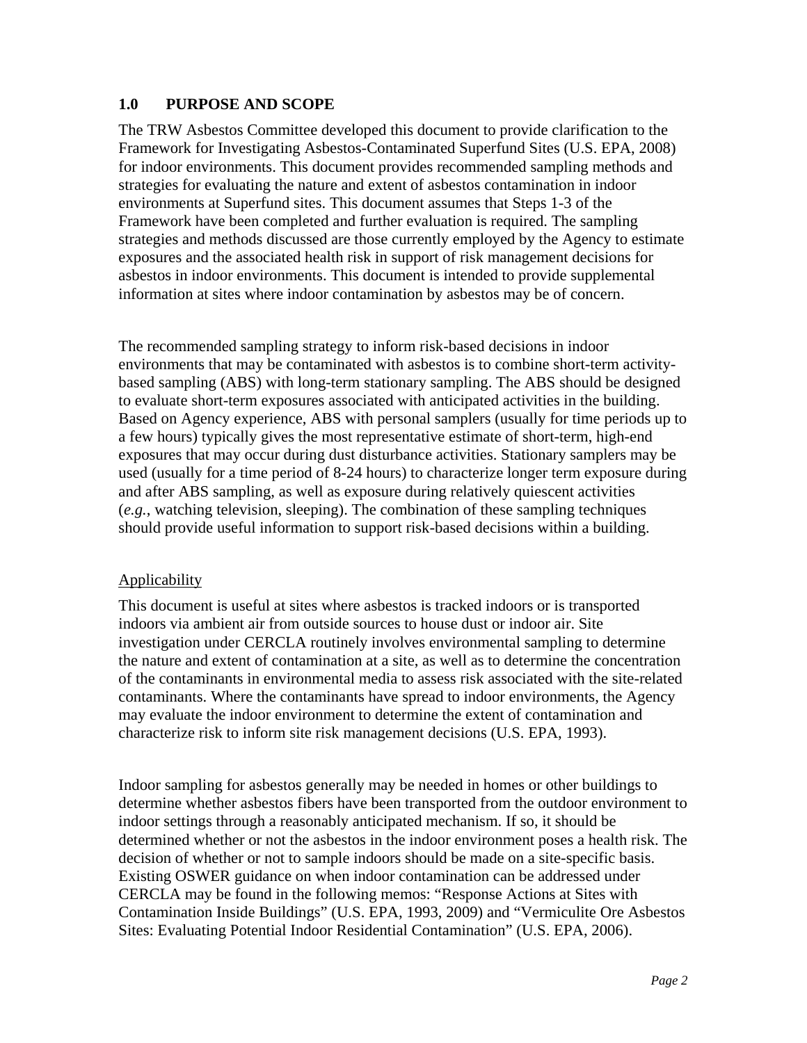## 1.0 PURPOSE AND SCOPE

The TRW Asbestos Committee developed this document to provide clarification to the Framework for Investigating Asbestos-Contaminated Superfund Sites (U.S. EPA, 2008) for indoor environments. This document provides recommended sampling methods and strategies for evaluating the nature and extent of asbestos contamination in indoor environments at Superfund sites. This document assumes that Steps 1-3 of the Framework have been completed and further evaluation is required. The sampling strategies and methods discussed are those currently employed by the Agency to estimate exposures and the associated health risk in support of risk management decisions for asbestos in indoor environments. This document is intended to provide supplemental information at sites where indoor contamination by asbestos may be of concern.

The recommended sampling strategy to inform risk-based decisions in indoor environments that may be contaminated with asbestos is to combine short-term activity-based sampling (ABS) with long-term stationary sampling. The ABS should be designed to evaluate short-term exposures associated with anticipated activities in the building. Based on Agency experience, ABS with personal samplers (usually for time periods up to a few hours) typically gives the most representative estimate of short-term, high-end exposures that may occur during dust disturbance activities. Stationary samplers may be used (usually for a time period of 8-24 hours) to characterize longer term exposure during and after ABS sampling, as well as exposure during relatively quiescent activities (*e.g.*, watching television, sleeping). The combination of these sampling techniques should provide useful information to support risk-based decisions within a building.

<u>Applicability</u>

This document is useful at sites where asbestos is tracked indoors or is transported indoors via ambient air from outside sources to house dust or indoor air. Site investigation under CERCLA routinely involves environmental sampling to determine the nature and extent of contamination at a site, as well as to determine the concentration of the contaminants in environmental media to assess risk associated with the site-related contaminants. Where the contaminants have spread to indoor environments, the Agency may evaluate the indoor environment to determine the extent of contamination and characterize risk to inform site risk management decisions (U.S. EPA, 1993).

Indoor sampling for asbestos generally may be needed in homes or other buildings to determine whether asbestos fibers have been transported from the outdoor environment to indoor settings through a reasonably anticipated mechanism. If so, it should be determined whether or not the asbestos in the indoor environment poses a health risk. The decision of whether or not to sample indoors should be made on a site-specific basis. Existing OSWER guidance on when indoor contamination can be addressed under CERCLA may be found in the following memos: "Response Actions at Sites with Contamination Inside Buildings" (U.S. EPA, 1993, 2009) and "Vermiculite Ore Asbestos Sites: Evaluating Potential Indoor Residential Contamination" (U.S. EPA, 2006).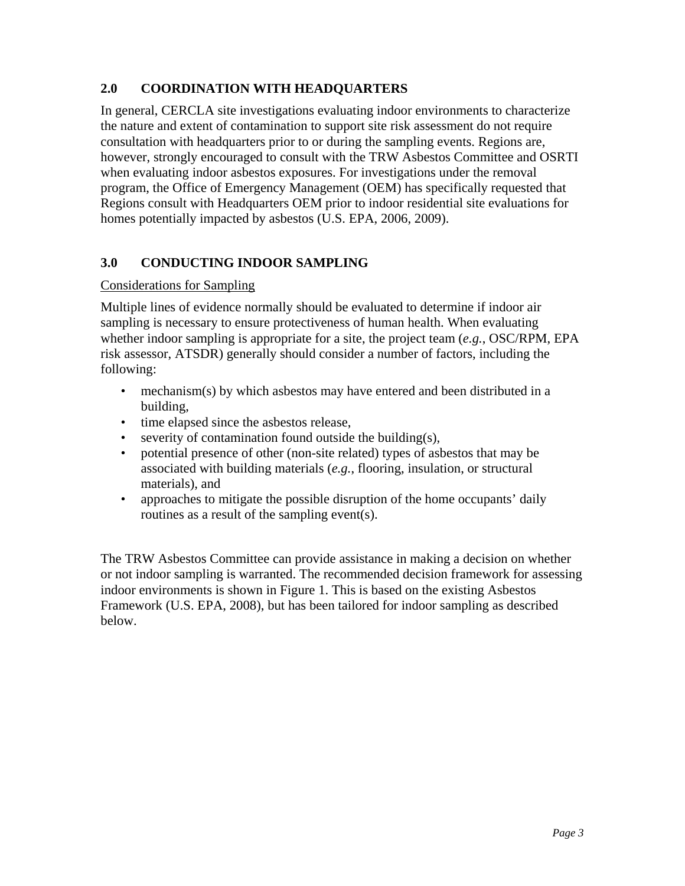## 2.0 COORDINATION WITH HEADQUARTERS

In general, CERCLA site investigations evaluating indoor environments to characterize the nature and extent of contamination to support site risk assessment do not require consultation with headquarters prior to or during the sampling events. Regions are, however, strongly encouraged to consult with the TRW Asbestos Committee and OSRTI when evaluating indoor asbestos exposures. For investigations under the removal program, the Office of Emergency Management (OEM) has specifically requested that Regions consult with Headquarters OEM prior to indoor residential site evaluations for homes potentially impacted by asbestos (U.S. EPA, 2006, 2009).

## 3.0 CONDUCTING INDOOR SAMPLING

<u>Considerations for Sampling</u>

Multiple lines of evidence normally should be evaluated to determine if indoor air sampling is necessary to ensure protectiveness of human health. When evaluating whether indoor sampling is appropriate for a site, the project team (*e.g.*, OSC/RPM, EPA risk assessor, ATSDR) generally should consider a number of factors, including the following:

- mechanism(s) by which asbestos may have entered and been distributed in a building,
- time elapsed since the asbestos release,
- severity of contamination found outside the building(s),
- potential presence of other (non-site related) types of asbestos that may be associated with building materials (*e.g.*, flooring, insulation, or structural materials), and
- approaches to mitigate the possible disruption of the home occupants' daily routines as a result of the sampling event(s).

The TRW Asbestos Committee can provide assistance in making a decision on whether or not indoor sampling is warranted. The recommended decision framework for assessing indoor environments is shown in Figure 1. This is based on the existing Asbestos Framework (U.S. EPA, 2008), but has been tailored for indoor sampling as described below.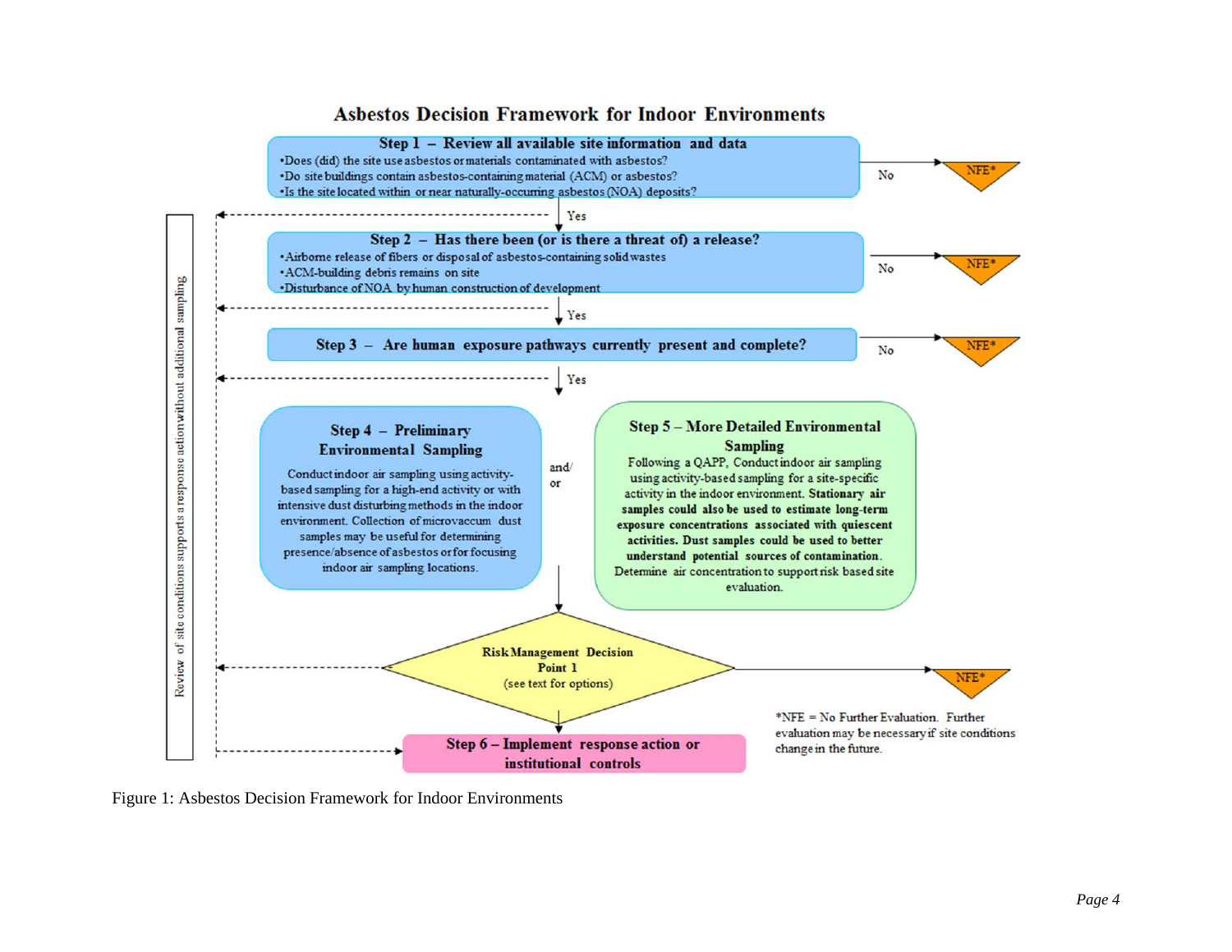## Asbestos Decision Framework for Indoor Environments

**Step 1 – Review all available site information and data**

- Does (did) the site use asbestos or materials contaminated with asbestos?
- Do site buildings contain asbestos-containing material (ACM) or asbestos?
- Is the site located within or near naturally-occurring asbestos (NOA) deposits?

No → NFE*

Yes ↓

**Step 2 – Has there been (or is there a threat of) a release?**

- Airborne release of fibers or disposal of asbestos-containing solid wastes
- ACM-building debris remains on site
- Disturbance of NOA by human construction of development

No → NFE*

Yes ↓

**Step 3 – Are human exposure pathways currently present and complete?**

No → NFE*

Yes ↓

**Step 4 – Preliminary Environmental Sampling**

Conduct indoor air sampling using activity-based sampling for a high-end activity or with intensive dust disturbing methods in the indoor environment. Collection of microvaccum dust samples may be useful for determining presence/absence of asbestos or for focusing indoor air sampling locations.

and/or

**Step 5 – More Detailed Environmental Sampling**

Following a QAPP, Conduct indoor air sampling using activity-based sampling for a site-specific activity in the indoor environment. **Stationary air samples could also be used to estimate long-term exposure concentrations associated with quiescent activities. Dust samples could be used to better understand potential sources of contamination.** Determine air concentration to support risk based site evaluation.

**Risk Management Decision Point 1**
(see text for options)

→ NFE*

↓

**Step 6 – Implement response action or institutional controls**

Review of site conditions supports a response action without additional sampling

*NFE = No Further Evaluation. Further evaluation may be necessary if site conditions change in the future.

Figure 1: Asbestos Decision Framework for Indoor Environments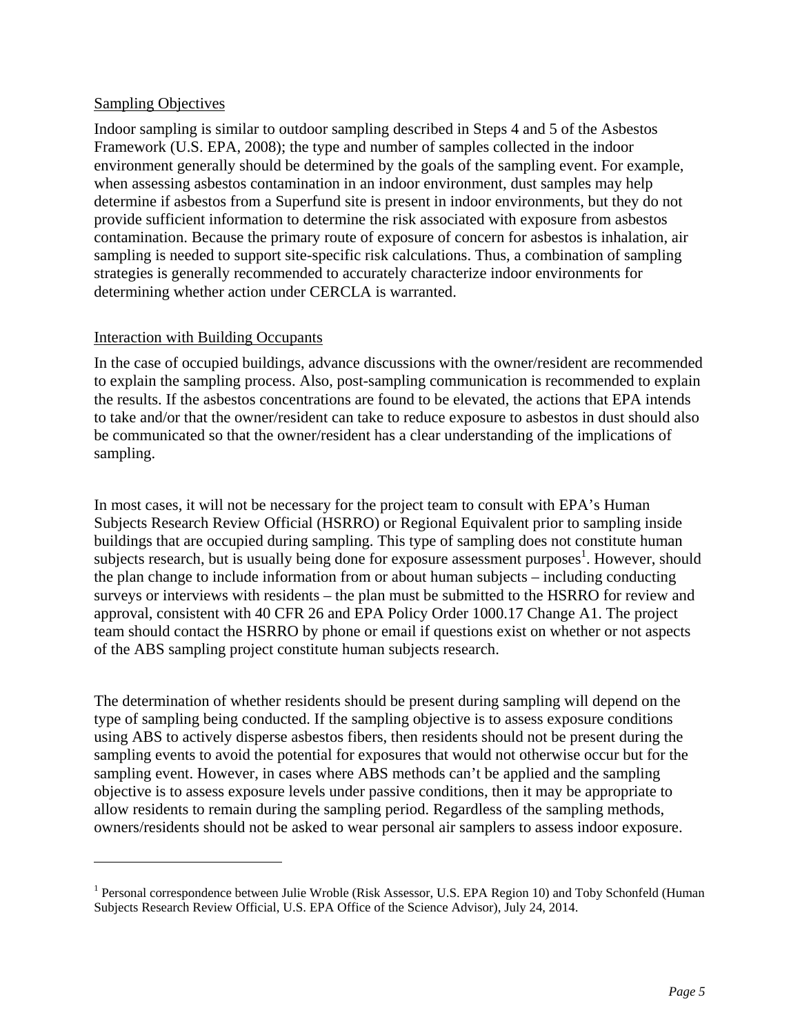Sampling Objectives

Indoor sampling is similar to outdoor sampling described in Steps 4 and 5 of the Asbestos Framework (U.S. EPA, 2008); the type and number of samples collected in the indoor environment generally should be determined by the goals of the sampling event. For example, when assessing asbestos contamination in an indoor environment, dust samples may help determine if asbestos from a Superfund site is present in indoor environments, but they do not provide sufficient information to determine the risk associated with exposure from asbestos contamination. Because the primary route of exposure of concern for asbestos is inhalation, air sampling is needed to support site-specific risk calculations. Thus, a combination of sampling strategies is generally recommended to accurately characterize indoor environments for determining whether action under CERCLA is warranted.

Interaction with Building Occupants

In the case of occupied buildings, advance discussions with the owner/resident are recommended to explain the sampling process. Also, post-sampling communication is recommended to explain the results. If the asbestos concentrations are found to be elevated, the actions that EPA intends to take and/or that the owner/resident can take to reduce exposure to asbestos in dust should also be communicated so that the owner/resident has a clear understanding of the implications of sampling.

In most cases, it will not be necessary for the project team to consult with EPA's Human Subjects Research Review Official (HSRRO) or Regional Equivalent prior to sampling inside buildings that are occupied during sampling. This type of sampling does not constitute human subjects research, but is usually being done for exposure assessment purposes[1]. However, should the plan change to include information from or about human subjects – including conducting surveys or interviews with residents – the plan must be submitted to the HSRRO for review and approval, consistent with 40 CFR 26 and EPA Policy Order 1000.17 Change A1. The project team should contact the HSRRO by phone or email if questions exist on whether or not aspects of the ABS sampling project constitute human subjects research.

The determination of whether residents should be present during sampling will depend on the type of sampling being conducted. If the sampling objective is to assess exposure conditions using ABS to actively disperse asbestos fibers, then residents should not be present during the sampling events to avoid the potential for exposures that would not otherwise occur but for the sampling event. However, in cases where ABS methods can't be applied and the sampling objective is to assess exposure levels under passive conditions, then it may be appropriate to allow residents to remain during the sampling period. Regardless of the sampling methods, owners/residents should not be asked to wear personal air samplers to assess indoor exposure.

---

[1] Personal correspondence between Julie Wroble (Risk Assessor, U.S. EPA Region 10) and Toby Schonfeld (Human Subjects Research Review Official, U.S. EPA Office of the Science Advisor), July 24, 2014.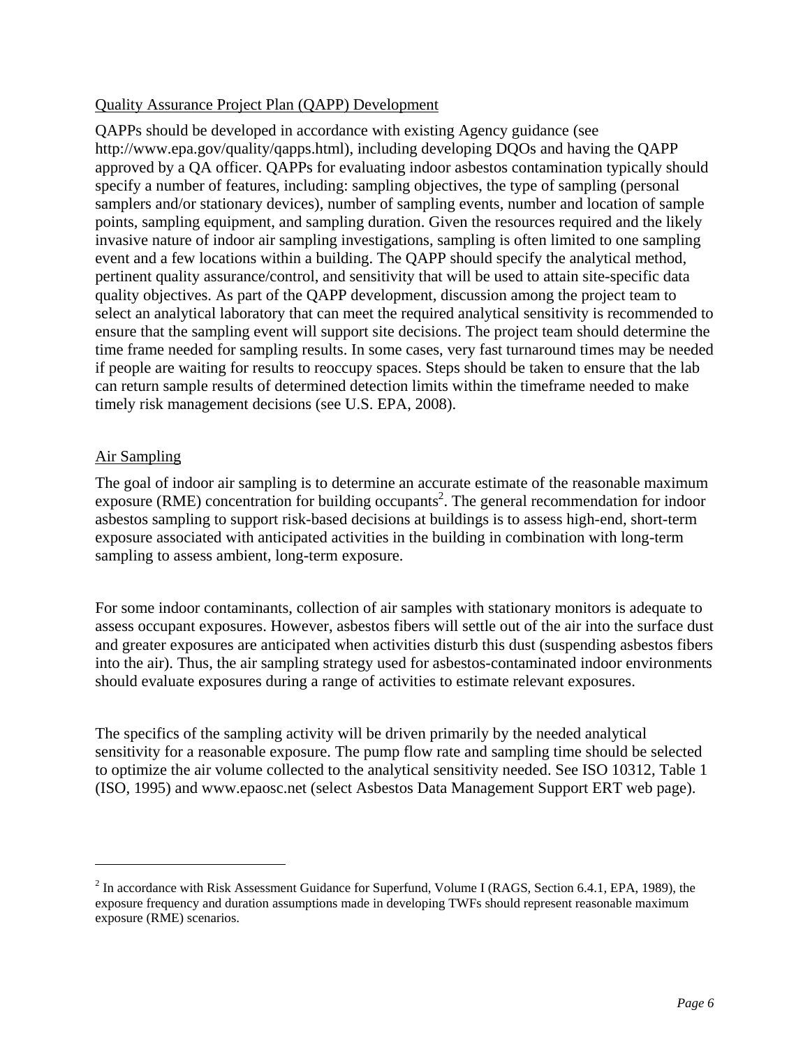Quality Assurance Project Plan (QAPP) Development

QAPPs should be developed in accordance with existing Agency guidance (see http://www.epa.gov/quality/qapps.html), including developing DQOs and having the QAPP approved by a QA officer. QAPPs for evaluating indoor asbestos contamination typically should specify a number of features, including: sampling objectives, the type of sampling (personal samplers and/or stationary devices), number of sampling events, number and location of sample points, sampling equipment, and sampling duration. Given the resources required and the likely invasive nature of indoor air sampling investigations, sampling is often limited to one sampling event and a few locations within a building. The QAPP should specify the analytical method, pertinent quality assurance/control, and sensitivity that will be used to attain site-specific data quality objectives. As part of the QAPP development, discussion among the project team to select an analytical laboratory that can meet the required analytical sensitivity is recommended to ensure that the sampling event will support site decisions. The project team should determine the time frame needed for sampling results. In some cases, very fast turnaround times may be needed if people are waiting for results to reoccupy spaces. Steps should be taken to ensure that the lab can return sample results of determined detection limits within the timeframe needed to make timely risk management decisions (see U.S. EPA, 2008).

Air Sampling

The goal of indoor air sampling is to determine an accurate estimate of the reasonable maximum exposure (RME) concentration for building occupants[2]. The general recommendation for indoor asbestos sampling to support risk-based decisions at buildings is to assess high-end, short-term exposure associated with anticipated activities in the building in combination with long-term sampling to assess ambient, long-term exposure.

For some indoor contaminants, collection of air samples with stationary monitors is adequate to assess occupant exposures. However, asbestos fibers will settle out of the air into the surface dust and greater exposures are anticipated when activities disturb this dust (suspending asbestos fibers into the air). Thus, the air sampling strategy used for asbestos-contaminated indoor environments should evaluate exposures during a range of activities to estimate relevant exposures.

The specifics of the sampling activity will be driven primarily by the needed analytical sensitivity for a reasonable exposure. The pump flow rate and sampling time should be selected to optimize the air volume collected to the analytical sensitivity needed. See ISO 10312, Table 1 (ISO, 1995) and www.epaosc.net (select Asbestos Data Management Support ERT web page).

---

[2] In accordance with Risk Assessment Guidance for Superfund, Volume I (RAGS, Section 6.4.1, EPA, 1989), the exposure frequency and duration assumptions made in developing TWFs should represent reasonable maximum exposure (RME) scenarios.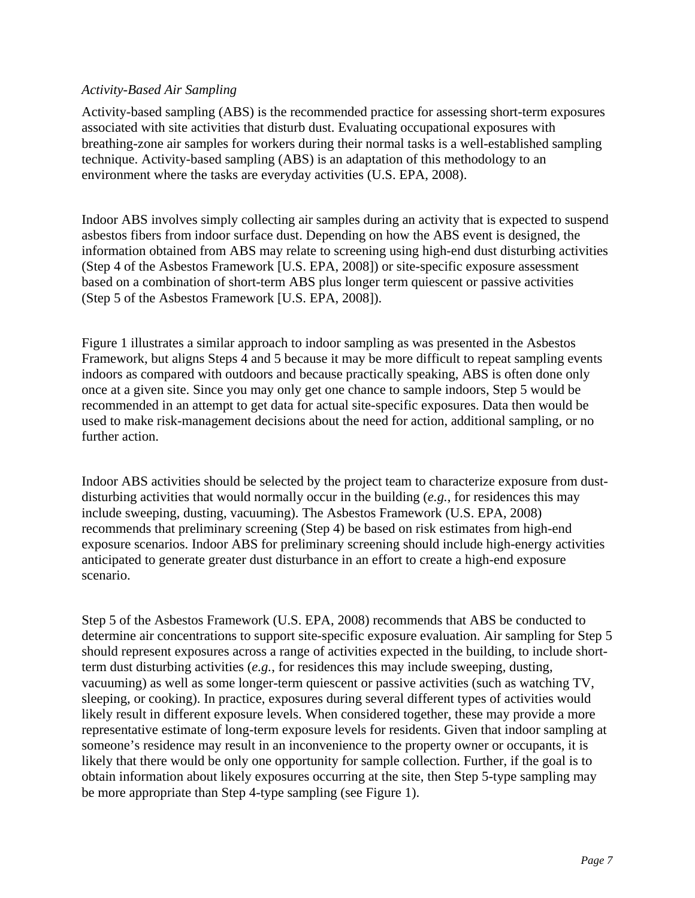*Activity-Based Air Sampling*

Activity-based sampling (ABS) is the recommended practice for assessing short-term exposures associated with site activities that disturb dust. Evaluating occupational exposures with breathing-zone air samples for workers during their normal tasks is a well-established sampling technique. Activity-based sampling (ABS) is an adaptation of this methodology to an environment where the tasks are everyday activities (U.S. EPA, 2008).

Indoor ABS involves simply collecting air samples during an activity that is expected to suspend asbestos fibers from indoor surface dust. Depending on how the ABS event is designed, the information obtained from ABS may relate to screening using high-end dust disturbing activities (Step 4 of the Asbestos Framework [U.S. EPA, 2008]) or site-specific exposure assessment based on a combination of short-term ABS plus longer term quiescent or passive activities (Step 5 of the Asbestos Framework [U.S. EPA, 2008]).

Figure 1 illustrates a similar approach to indoor sampling as was presented in the Asbestos Framework, but aligns Steps 4 and 5 because it may be more difficult to repeat sampling events indoors as compared with outdoors and because practically speaking, ABS is often done only once at a given site. Since you may only get one chance to sample indoors, Step 5 would be recommended in an attempt to get data for actual site-specific exposures. Data then would be used to make risk-management decisions about the need for action, additional sampling, or no further action.

Indoor ABS activities should be selected by the project team to characterize exposure from dust-disturbing activities that would normally occur in the building (*e.g.*, for residences this may include sweeping, dusting, vacuuming). The Asbestos Framework (U.S. EPA, 2008) recommends that preliminary screening (Step 4) be based on risk estimates from high-end exposure scenarios. Indoor ABS for preliminary screening should include high-energy activities anticipated to generate greater dust disturbance in an effort to create a high-end exposure scenario.

Step 5 of the Asbestos Framework (U.S. EPA, 2008) recommends that ABS be conducted to determine air concentrations to support site-specific exposure evaluation. Air sampling for Step 5 should represent exposures across a range of activities expected in the building, to include short-term dust disturbing activities (*e.g.*, for residences this may include sweeping, dusting, vacuuming) as well as some longer-term quiescent or passive activities (such as watching TV, sleeping, or cooking). In practice, exposures during several different types of activities would likely result in different exposure levels. When considered together, these may provide a more representative estimate of long-term exposure levels for residents. Given that indoor sampling at someone's residence may result in an inconvenience to the property owner or occupants, it is likely that there would be only one opportunity for sample collection. Further, if the goal is to obtain information about likely exposures occurring at the site, then Step 5-type sampling may be more appropriate than Step 4-type sampling (see Figure 1).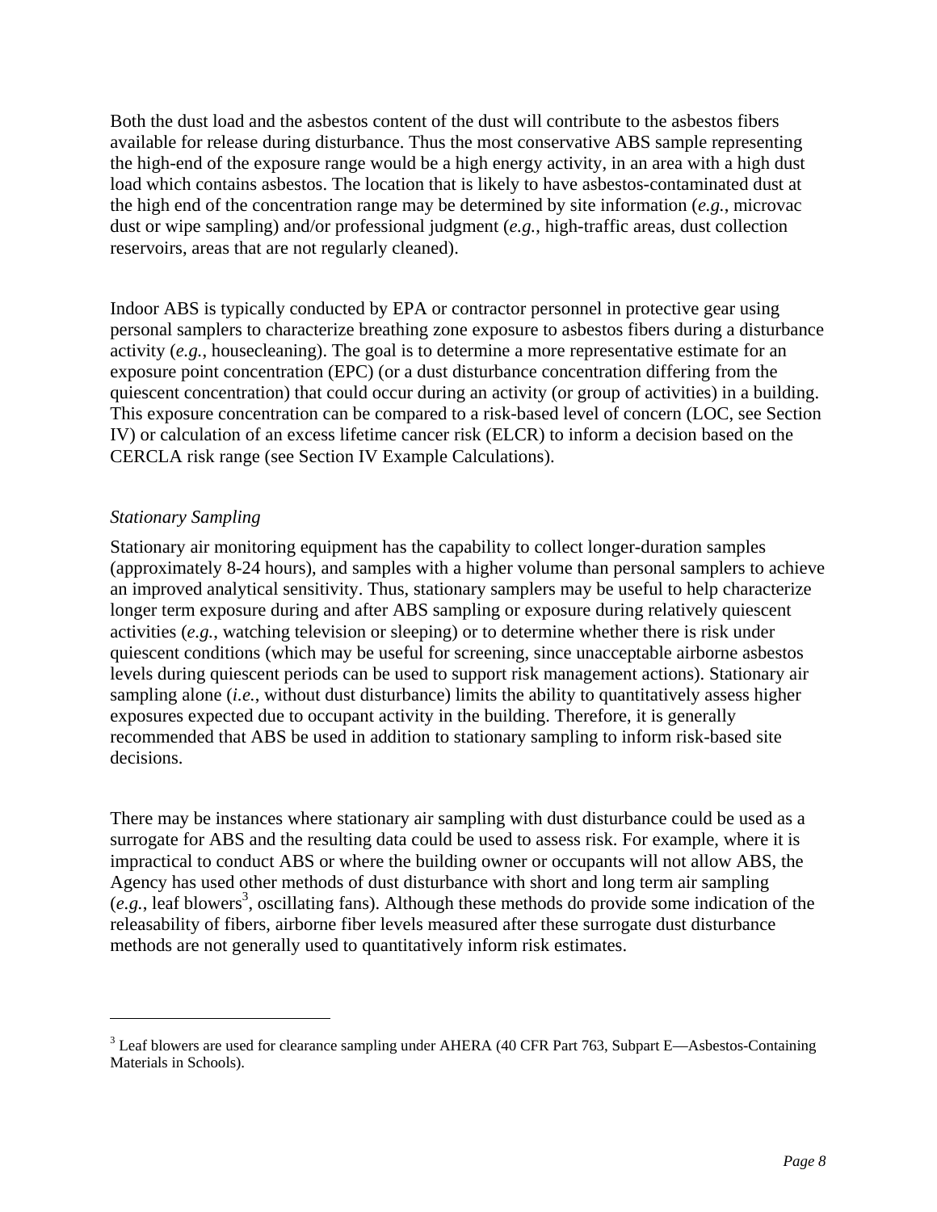Both the dust load and the asbestos content of the dust will contribute to the asbestos fibers available for release during disturbance. Thus the most conservative ABS sample representing the high-end of the exposure range would be a high energy activity, in an area with a high dust load which contains asbestos. The location that is likely to have asbestos-contaminated dust at the high end of the concentration range may be determined by site information (*e.g.*, microvac dust or wipe sampling) and/or professional judgment (*e.g.*, high-traffic areas, dust collection reservoirs, areas that are not regularly cleaned).

Indoor ABS is typically conducted by EPA or contractor personnel in protective gear using personal samplers to characterize breathing zone exposure to asbestos fibers during a disturbance activity (*e.g.*, housecleaning). The goal is to determine a more representative estimate for an exposure point concentration (EPC) (or a dust disturbance concentration differing from the quiescent concentration) that could occur during an activity (or group of activities) in a building. This exposure concentration can be compared to a risk-based level of concern (LOC, see Section IV) or calculation of an excess lifetime cancer risk (ELCR) to inform a decision based on the CERCLA risk range (see Section IV Example Calculations).

### *Stationary Sampling*

Stationary air monitoring equipment has the capability to collect longer-duration samples (approximately 8-24 hours), and samples with a higher volume than personal samplers to achieve an improved analytical sensitivity. Thus, stationary samplers may be useful to help characterize longer term exposure during and after ABS sampling or exposure during relatively quiescent activities (*e.g.*, watching television or sleeping) or to determine whether there is risk under quiescent conditions (which may be useful for screening, since unacceptable airborne asbestos levels during quiescent periods can be used to support risk management actions). Stationary air sampling alone (*i.e.*, without dust disturbance) limits the ability to quantitatively assess higher exposures expected due to occupant activity in the building. Therefore, it is generally recommended that ABS be used in addition to stationary sampling to inform risk-based site decisions.

There may be instances where stationary air sampling with dust disturbance could be used as a surrogate for ABS and the resulting data could be used to assess risk. For example, where it is impractical to conduct ABS or where the building owner or occupants will not allow ABS, the Agency has used other methods of dust disturbance with short and long term air sampling (*e.g.*, leaf blowers[3], oscillating fans). Although these methods do provide some indication of the releasability of fibers, airborne fiber levels measured after these surrogate dust disturbance methods are not generally used to quantitatively inform risk estimates.

---

[3] Leaf blowers are used for clearance sampling under AHERA (40 CFR Part 763, Subpart E—Asbestos-Containing Materials in Schools).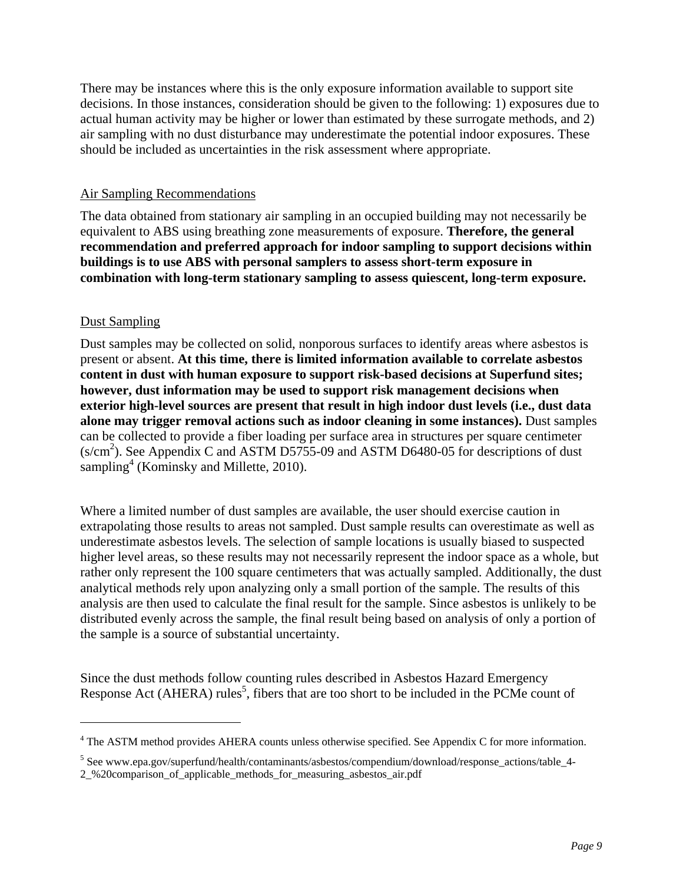There may be instances where this is the only exposure information available to support site decisions. In those instances, consideration should be given to the following: 1) exposures due to actual human activity may be higher or lower than estimated by these surrogate methods, and 2) air sampling with no dust disturbance may underestimate the potential indoor exposures. These should be included as uncertainties in the risk assessment where appropriate.

Air Sampling Recommendations

The data obtained from stationary air sampling in an occupied building may not necessarily be equivalent to ABS using breathing zone measurements of exposure. **Therefore, the general recommendation and preferred approach for indoor sampling to support decisions within buildings is to use ABS with personal samplers to assess short-term exposure in combination with long-term stationary sampling to assess quiescent, long-term exposure.**

Dust Sampling

Dust samples may be collected on solid, nonporous surfaces to identify areas where asbestos is present or absent. **At this time, there is limited information available to correlate asbestos content in dust with human exposure to support risk-based decisions at Superfund sites; however, dust information may be used to support risk management decisions when exterior high-level sources are present that result in high indoor dust levels (i.e., dust data alone may trigger removal actions such as indoor cleaning in some instances).** Dust samples can be collected to provide a fiber loading per surface area in structures per square centimeter ($s/cm^2$). See Appendix C and ASTM D5755-09 and ASTM D6480-05 for descriptions of dust sampling[4] (Kominsky and Millette, 2010).

Where a limited number of dust samples are available, the user should exercise caution in extrapolating those results to areas not sampled. Dust sample results can overestimate as well as underestimate asbestos levels. The selection of sample locations is usually biased to suspected higher level areas, so these results may not necessarily represent the indoor space as a whole, but rather only represent the 100 square centimeters that was actually sampled. Additionally, the dust analytical methods rely upon analyzing only a small portion of the sample. The results of this analysis are then used to calculate the final result for the sample. Since asbestos is unlikely to be distributed evenly across the sample, the final result being based on analysis of only a portion of the sample is a source of substantial uncertainty.

Since the dust methods follow counting rules described in Asbestos Hazard Emergency Response Act (AHERA) rules[5], fibers that are too short to be included in the PCMe count of

---

[4] The ASTM method provides AHERA counts unless otherwise specified. See Appendix C for more information.

[5] See www.epa.gov/superfund/health/contaminants/asbestos/compendium/download/response_actions/table_4-2_%20comparison_of_applicable_methods_for_measuring_asbestos_air.pdf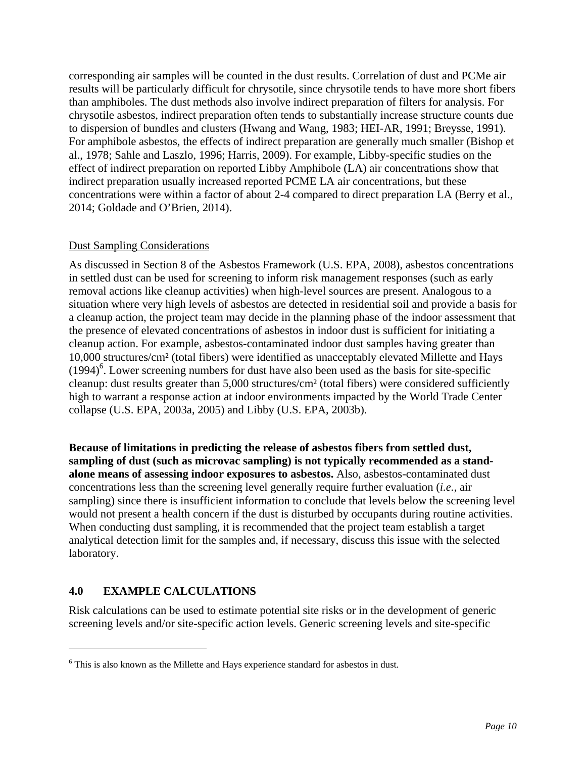corresponding air samples will be counted in the dust results. Correlation of dust and PCMe air results will be particularly difficult for chrysotile, since chrysotile tends to have more short fibers than amphiboles. The dust methods also involve indirect preparation of filters for analysis. For chrysotile asbestos, indirect preparation often tends to substantially increase structure counts due to dispersion of bundles and clusters (Hwang and Wang, 1983; HEI-AR, 1991; Breysse, 1991). For amphibole asbestos, the effects of indirect preparation are generally much smaller (Bishop et al., 1978; Sahle and Laszlo, 1996; Harris, 2009). For example, Libby-specific studies on the effect of indirect preparation on reported Libby Amphibole (LA) air concentrations show that indirect preparation usually increased reported PCME LA air concentrations, but these concentrations were within a factor of about 2-4 compared to direct preparation LA (Berry et al., 2014; Goldade and O'Brien, 2014).

Dust Sampling Considerations

As discussed in Section 8 of the Asbestos Framework (U.S. EPA, 2008), asbestos concentrations in settled dust can be used for screening to inform risk management responses (such as early removal actions like cleanup activities) when high-level sources are present. Analogous to a situation where very high levels of asbestos are detected in residential soil and provide a basis for a cleanup action, the project team may decide in the planning phase of the indoor assessment that the presence of elevated concentrations of asbestos in indoor dust is sufficient for initiating a cleanup action. For example, asbestos-contaminated indoor dust samples having greater than 10,000 structures/cm² (total fibers) were identified as unacceptably elevated Millette and Hays (1994)[6]. Lower screening numbers for dust have also been used as the basis for site-specific cleanup: dust results greater than 5,000 structures/cm² (total fibers) were considered sufficiently high to warrant a response action at indoor environments impacted by the World Trade Center collapse (U.S. EPA, 2003a, 2005) and Libby (U.S. EPA, 2003b).

**Because of limitations in predicting the release of asbestos fibers from settled dust, sampling of dust (such as microvac sampling) is not typically recommended as a stand-alone means of assessing indoor exposures to asbestos.** Also, asbestos-contaminated dust concentrations less than the screening level generally require further evaluation (*i.e.*, air sampling) since there is insufficient information to conclude that levels below the screening level would not present a health concern if the dust is disturbed by occupants during routine activities. When conducting dust sampling, it is recommended that the project team establish a target analytical detection limit for the samples and, if necessary, discuss this issue with the selected laboratory.

## 4.0 EXAMPLE CALCULATIONS

Risk calculations can be used to estimate potential site risks or in the development of generic screening levels and/or site-specific action levels. Generic screening levels and site-specific

---

[6] This is also known as the Millette and Hays experience standard for asbestos in dust.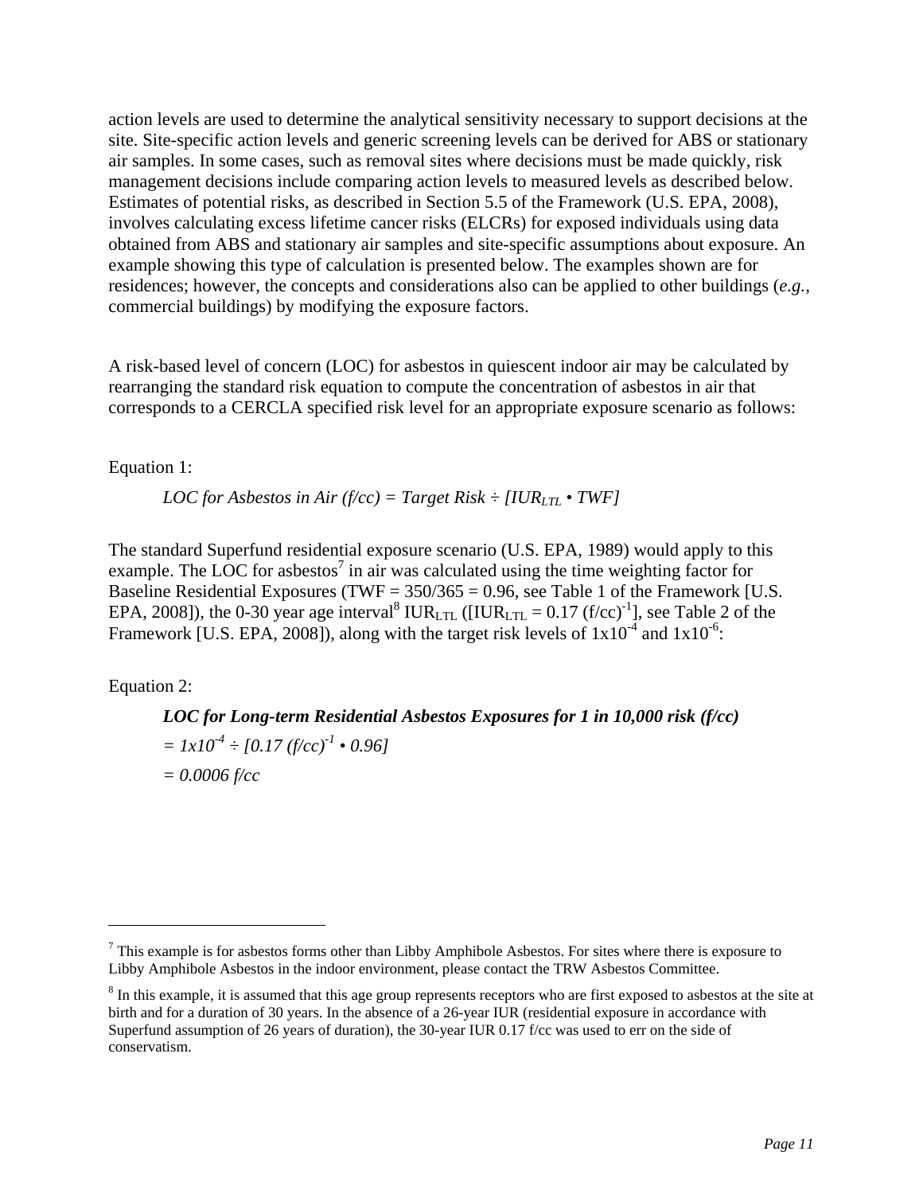action levels are used to determine the analytical sensitivity necessary to support decisions at the site. Site-specific action levels and generic screening levels can be derived for ABS or stationary air samples. In some cases, such as removal sites where decisions must be made quickly, risk management decisions include comparing action levels to measured levels as described below. Estimates of potential risks, as described in Section 5.5 of the Framework (U.S. EPA, 2008), involves calculating excess lifetime cancer risks (ELCRs) for exposed individuals using data obtained from ABS and stationary air samples and site-specific assumptions about exposure. An example showing this type of calculation is presented below. The examples shown are for residences; however, the concepts and considerations also can be applied to other buildings (*e.g.*, commercial buildings) by modifying the exposure factors.

A risk-based level of concern (LOC) for asbestos in quiescent indoor air may be calculated by rearranging the standard risk equation to compute the concentration of asbestos in air that corresponds to a CERCLA specified risk level for an appropriate exposure scenario as follows:

Equation 1:

$$\textit{LOC for Asbestos in Air (f/cc)} = \textit{Target Risk} \div [IUR_{LTL} \bullet TWF]$$

The standard Superfund residential exposure scenario (U.S. EPA, 1989) would apply to this example. The LOC for asbestos[7] in air was calculated using the time weighting factor for Baseline Residential Exposures (TWF = 350/365 = 0.96, see Table 1 of the Framework [U.S. EPA, 2008]), the 0-30 year age interval[8] $IUR_{LTL}$ ([$IUR_{LTL}$ = 0.17 $(f/cc)^{-1}$], see Table 2 of the Framework [U.S. EPA, 2008]), along with the target risk levels of $1x10^{-4}$ and $1x10^{-6}$:

Equation 2:

***LOC for Long-term Residential Asbestos Exposures for 1 in 10,000 risk (f/cc)***

$$= 1x10^{-4} \div [0.17\ (f/cc)^{-1} \bullet 0.96]$$

$$= 0.0006\ f/cc$$

---

[7] This example is for asbestos forms other than Libby Amphibole Asbestos. For sites where there is exposure to Libby Amphibole Asbestos in the indoor environment, please contact the TRW Asbestos Committee.

[8] In this example, it is assumed that this age group represents receptors who are first exposed to asbestos at the site at birth and for a duration of 30 years. In the absence of a 26-year IUR (residential exposure in accordance with Superfund assumption of 26 years of duration), the 30-year IUR 0.17 f/cc was used to err on the side of conservatism.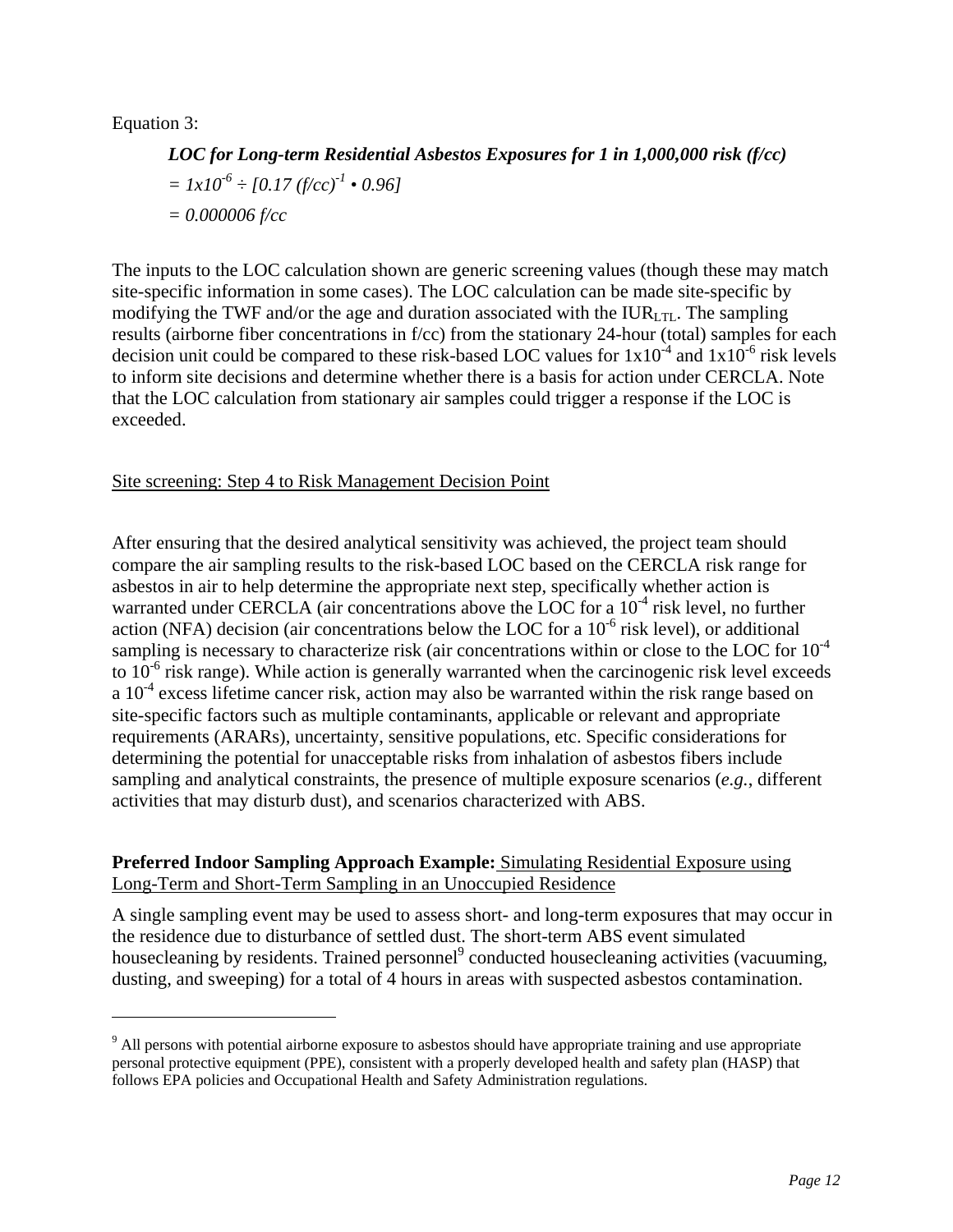Equation 3:

***LOC for Long-term Residential Asbestos Exposures for 1 in 1,000,000 risk (f/cc)***

$= 1x10^{-6} \div [0.17\ (f/cc)^{-1} \cdot 0.96]$

$= 0.000006\ f/cc$

The inputs to the LOC calculation shown are generic screening values (though these may match site-specific information in some cases). The LOC calculation can be made site-specific by modifying the TWF and/or the age and duration associated with the $IUR_{LTL}$. The sampling results (airborne fiber concentrations in f/cc) from the stationary 24-hour (total) samples for each decision unit could be compared to these risk-based LOC values for $1x10^{-4}$ and $1x10^{-6}$ risk levels to inform site decisions and determine whether there is a basis for action under CERCLA. Note that the LOC calculation from stationary air samples could trigger a response if the LOC is exceeded.

Site screening: Step 4 to Risk Management Decision Point

After ensuring that the desired analytical sensitivity was achieved, the project team should compare the air sampling results to the risk-based LOC based on the CERCLA risk range for asbestos in air to help determine the appropriate next step, specifically whether action is warranted under CERCLA (air concentrations above the LOC for a $10^{-4}$ risk level, no further action (NFA) decision (air concentrations below the LOC for a $10^{-6}$ risk level), or additional sampling is necessary to characterize risk (air concentrations within or close to the LOC for $10^{-4}$ to $10^{-6}$ risk range). While action is generally warranted when the carcinogenic risk level exceeds a $10^{-4}$ excess lifetime cancer risk, action may also be warranted within the risk range based on site-specific factors such as multiple contaminants, applicable or relevant and appropriate requirements (ARARs), uncertainty, sensitive populations, etc. Specific considerations for determining the potential for unacceptable risks from inhalation of asbestos fibers include sampling and analytical constraints, the presence of multiple exposure scenarios (*e.g.*, different activities that may disturb dust), and scenarios characterized with ABS.

**Preferred Indoor Sampling Approach Example:** Simulating Residential Exposure using Long-Term and Short-Term Sampling in an Unoccupied Residence

A single sampling event may be used to assess short- and long-term exposures that may occur in the residence due to disturbance of settled dust. The short-term ABS event simulated housecleaning by residents. Trained personnel[9] conducted housecleaning activities (vacuuming, dusting, and sweeping) for a total of 4 hours in areas with suspected asbestos contamination.

---

[9] All persons with potential airborne exposure to asbestos should have appropriate training and use appropriate personal protective equipment (PPE), consistent with a properly developed health and safety plan (HASP) that follows EPA policies and Occupational Health and Safety Administration regulations.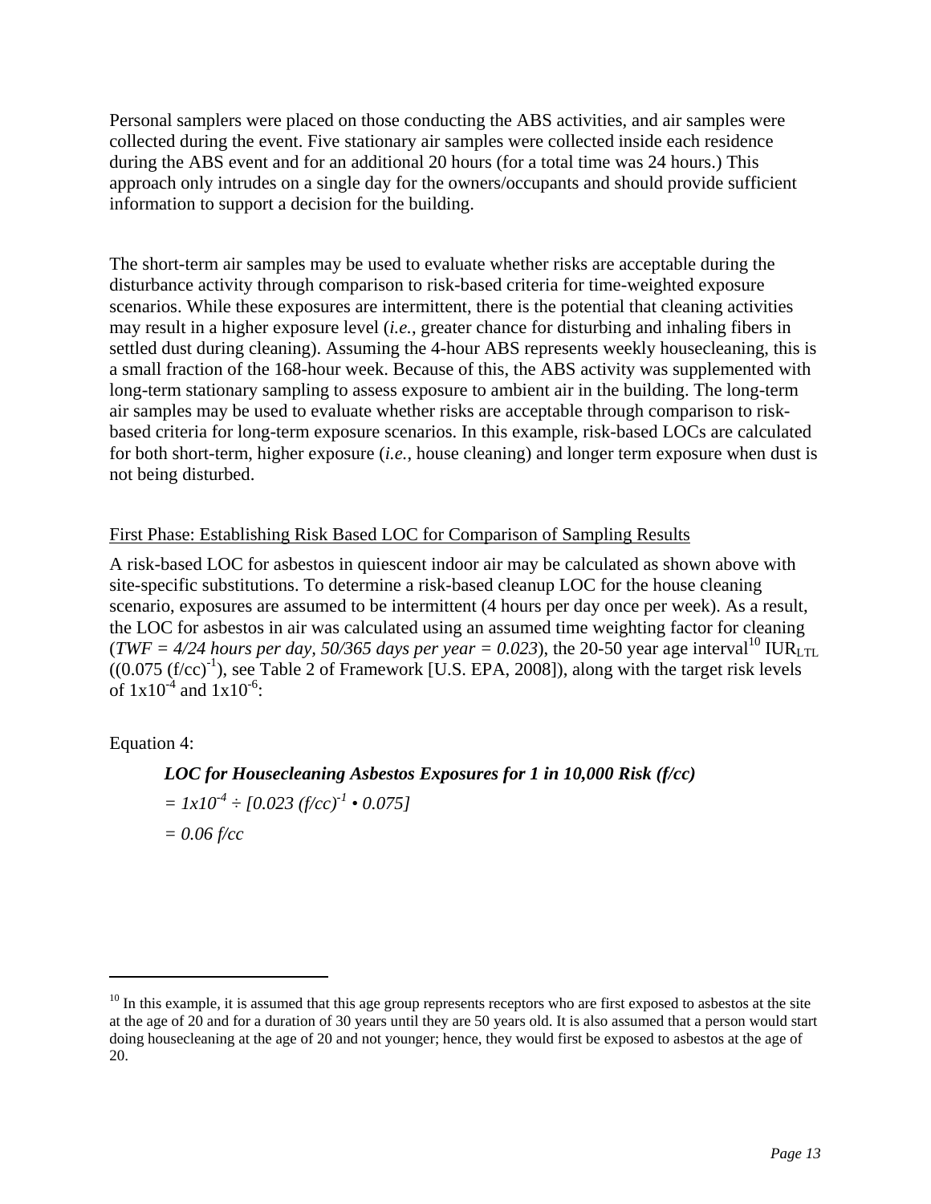Personal samplers were placed on those conducting the ABS activities, and air samples were collected during the event. Five stationary air samples were collected inside each residence during the ABS event and for an additional 20 hours (for a total time was 24 hours.) This approach only intrudes on a single day for the owners/occupants and should provide sufficient information to support a decision for the building.

The short-term air samples may be used to evaluate whether risks are acceptable during the disturbance activity through comparison to risk-based criteria for time-weighted exposure scenarios. While these exposures are intermittent, there is the potential that cleaning activities may result in a higher exposure level (*i.e.*, greater chance for disturbing and inhaling fibers in settled dust during cleaning). Assuming the 4-hour ABS represents weekly housecleaning, this is a small fraction of the 168-hour week. Because of this, the ABS activity was supplemented with long-term stationary sampling to assess exposure to ambient air in the building. The long-term air samples may be used to evaluate whether risks are acceptable through comparison to risk-based criteria for long-term exposure scenarios. In this example, risk-based LOCs are calculated for both short-term, higher exposure (*i.e.*, house cleaning) and longer term exposure when dust is not being disturbed.

First Phase: Establishing Risk Based LOC for Comparison of Sampling Results

A risk-based LOC for asbestos in quiescent indoor air may be calculated as shown above with site-specific substitutions. To determine a risk-based cleanup LOC for the house cleaning scenario, exposures are assumed to be intermittent (4 hours per day once per week). As a result, the LOC for asbestos in air was calculated using an assumed time weighting factor for cleaning (*TWF = 4/24 hours per day, 50/365 days per year = 0.023*), the 20-50 year age interval[10] $IUR_{LTL}$ ((0.075 $(f/cc)^{-1}$), see Table 2 of Framework [U.S. EPA, 2008]), along with the target risk levels of $1x10^{-4}$ and $1x10^{-6}$:

Equation 4:

***LOC for Housecleaning Asbestos Exposures for 1 in 10,000 Risk (f/cc)***

$$= 1x10^{-4} \div [0.023\ (f/cc)^{-1} \bullet 0.075]$$

$$= 0.06\ f/cc$$

[10] In this example, it is assumed that this age group represents receptors who are first exposed to asbestos at the site at the age of 20 and for a duration of 30 years until they are 50 years old. It is also assumed that a person would start doing housecleaning at the age of 20 and not younger; hence, they would first be exposed to asbestos at the age of 20.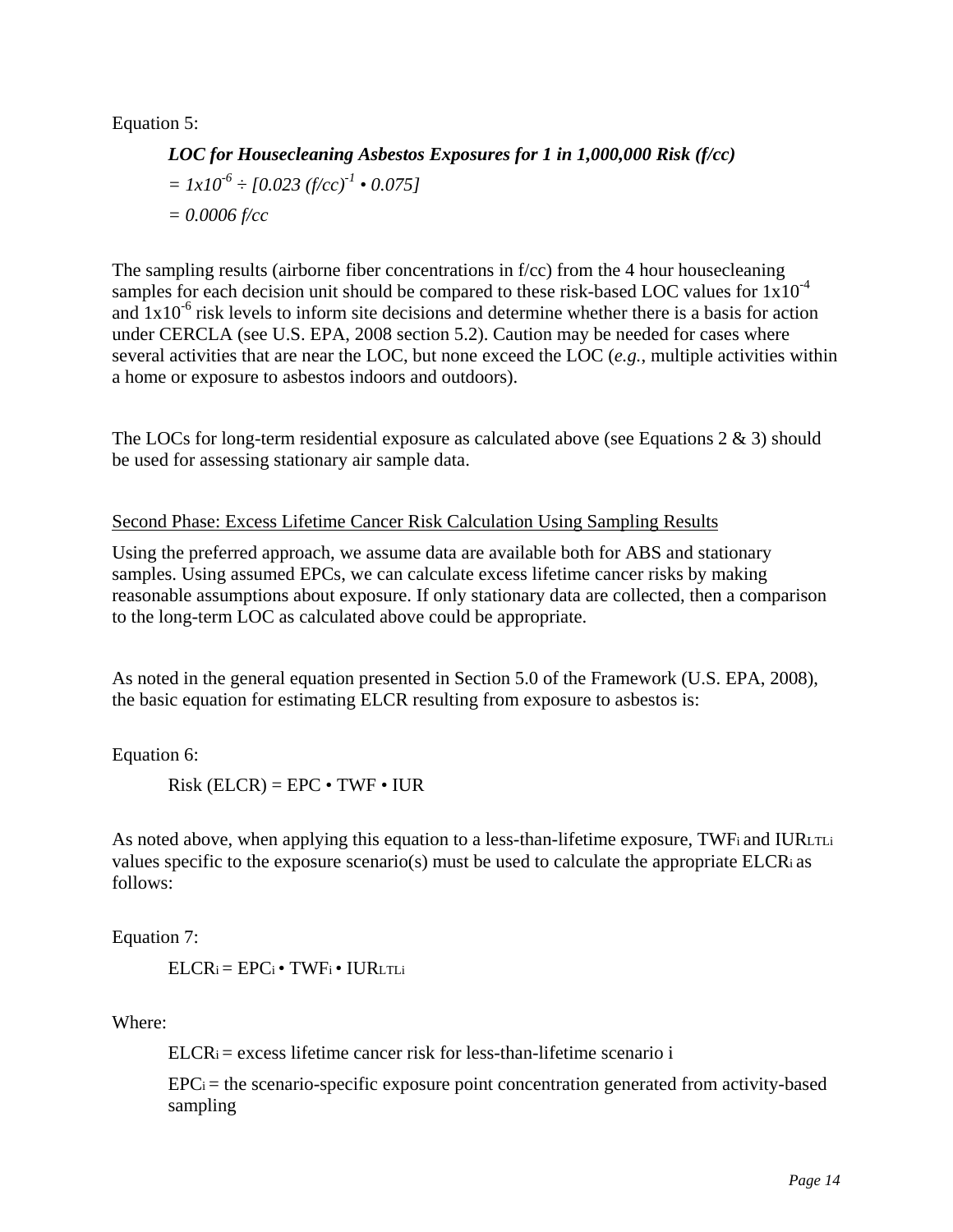Equation 5:

$$\textit{LOC for Housecleaning Asbestos Exposures for 1 in 1,000,000 Risk (f/cc)}$$
$$= 1x10^{-6} \div [0.023\ (f/cc)^{-1} \cdot 0.075]$$
$$= 0.0006\ f/cc$$

The sampling results (airborne fiber concentrations in f/cc) from the 4 hour housecleaning samples for each decision unit should be compared to these risk-based LOC values for $1x10^{-4}$ and $1x10^{-6}$ risk levels to inform site decisions and determine whether there is a basis for action under CERCLA (see U.S. EPA, 2008 section 5.2). Caution may be needed for cases where several activities that are near the LOC, but none exceed the LOC (*e.g.*, multiple activities within a home or exposure to asbestos indoors and outdoors).

The LOCs for long-term residential exposure as calculated above (see Equations 2 & 3) should be used for assessing stationary air sample data.

Second Phase: Excess Lifetime Cancer Risk Calculation Using Sampling Results

Using the preferred approach, we assume data are available both for ABS and stationary samples. Using assumed EPCs, we can calculate excess lifetime cancer risks by making reasonable assumptions about exposure. If only stationary data are collected, then a comparison to the long-term LOC as calculated above could be appropriate.

As noted in the general equation presented in Section 5.0 of the Framework (U.S. EPA, 2008), the basic equation for estimating ELCR resulting from exposure to asbestos is:

Equation 6:

$$\text{Risk (ELCR)} = \text{EPC} \cdot \text{TWF} \cdot \text{IUR}$$

As noted above, when applying this equation to a less-than-lifetime exposure, $TWF_i$ and $IUR_{LTLi}$ values specific to the exposure scenario(s) must be used to calculate the appropriate $ELCR_i$ as follows:

Equation 7:

$$ELCR_i = EPC_i \cdot TWF_i \cdot IUR_{LTLi}$$

Where:

$ELCR_i$ = excess lifetime cancer risk for less-than-lifetime scenario i

$EPC_i$ = the scenario-specific exposure point concentration generated from activity-based sampling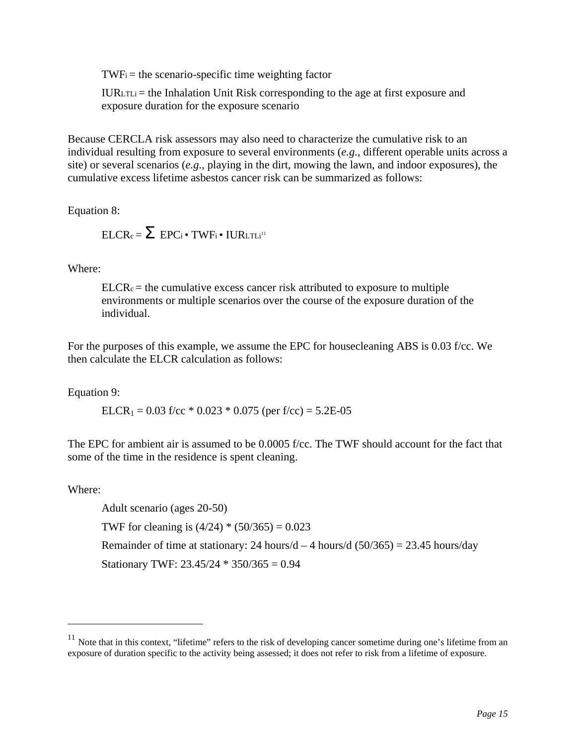$TWF_i$ = the scenario-specific time weighting factor

$IUR_{LTLi}$ = the Inhalation Unit Risk corresponding to the age at first exposure and exposure duration for the exposure scenario

Because CERCLA risk assessors may also need to characterize the cumulative risk to an individual resulting from exposure to several environments (*e.g.*, different operable units across a site) or several scenarios (*e.g.*, playing in the dirt, mowing the lawn, and indoor exposures), the cumulative excess lifetime asbestos cancer risk can be summarized as follows:

Equation 8:

$$ELCR_c = \sum EPC_i \bullet TWF_i \bullet IUR_{LTLi}$$ [11]

Where:

$ELCR_c$ = the cumulative excess cancer risk attributed to exposure to multiple environments or multiple scenarios over the course of the exposure duration of the individual.

For the purposes of this example, we assume the EPC for housecleaning ABS is 0.03 f/cc. We then calculate the ELCR calculation as follows:

Equation 9:

$$ELCR_1 = 0.03 \text{ f/cc} * 0.023 * 0.075 \text{ (per f/cc)} = 5.2\text{E-}05$$

The EPC for ambient air is assumed to be 0.0005 f/cc. The TWF should account for the fact that some of the time in the residence is spent cleaning.

Where:

Adult scenario (ages 20-50)

TWF for cleaning is (4/24) * (50/365) = 0.023

Remainder of time at stationary: 24 hours/d – 4 hours/d (50/365) = 23.45 hours/day

Stationary TWF: 23.45/24 * 350/365 = 0.94

---

[11] Note that in this context, "lifetime" refers to the risk of developing cancer sometime during one's lifetime from an exposure of duration specific to the activity being assessed; it does not refer to risk from a lifetime of exposure.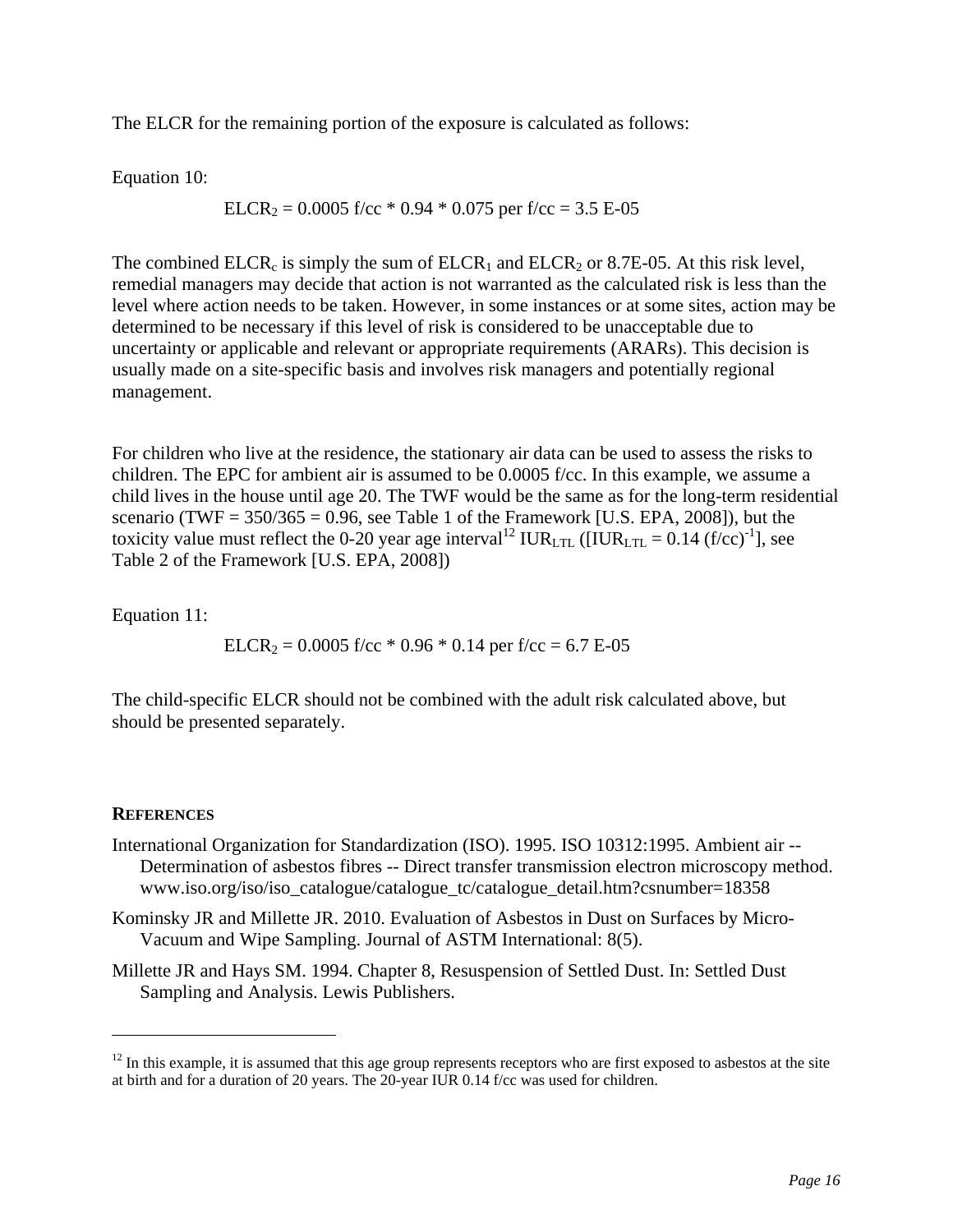The ELCR for the remaining portion of the exposure is calculated as follows:

Equation 10:

$$ELCR_2 = 0.0005 \text{ f/cc} * 0.94 * 0.075 \text{ per f/cc} = 3.5 \text{ E-05}$$

The combined $ELCR_c$ is simply the sum of $ELCR_1$ and $ELCR_2$ or 8.7E-05. At this risk level, remedial managers may decide that action is not warranted as the calculated risk is less than the level where action needs to be taken. However, in some instances or at some sites, action may be determined to be necessary if this level of risk is considered to be unacceptable due to uncertainty or applicable and relevant or appropriate requirements (ARARs). This decision is usually made on a site-specific basis and involves risk managers and potentially regional management.

For children who live at the residence, the stationary air data can be used to assess the risks to children. The EPC for ambient air is assumed to be 0.0005 f/cc. In this example, we assume a child lives in the house until age 20. The TWF would be the same as for the long-term residential scenario (TWF = 350/365 = 0.96, see Table 1 of the Framework [U.S. EPA, 2008]), but the toxicity value must reflect the 0-20 year age interval[12] $IUR_{LTL}$ ([$IUR_{LTL} = 0.14 \text{ (f/cc)}^{-1}$], see Table 2 of the Framework [U.S. EPA, 2008])

Equation 11:

$$ELCR_2 = 0.0005 \text{ f/cc} * 0.96 * 0.14 \text{ per f/cc} = 6.7 \text{ E-05}$$

The child-specific ELCR should not be combined with the adult risk calculated above, but should be presented separately.

## REFERENCES

International Organization for Standardization (ISO). 1995. ISO 10312:1995. Ambient air -- Determination of asbestos fibres -- Direct transfer transmission electron microscopy method. www.iso.org/iso/iso_catalogue/catalogue_tc/catalogue_detail.htm?csnumber=18358

Kominsky JR and Millette JR. 2010. Evaluation of Asbestos in Dust on Surfaces by Micro-Vacuum and Wipe Sampling. Journal of ASTM International: 8(5).

Millette JR and Hays SM. 1994. Chapter 8, Resuspension of Settled Dust. In: Settled Dust Sampling and Analysis. Lewis Publishers.

---

[12] In this example, it is assumed that this age group represents receptors who are first exposed to asbestos at the site at birth and for a duration of 20 years. The 20-year IUR 0.14 f/cc was used for children.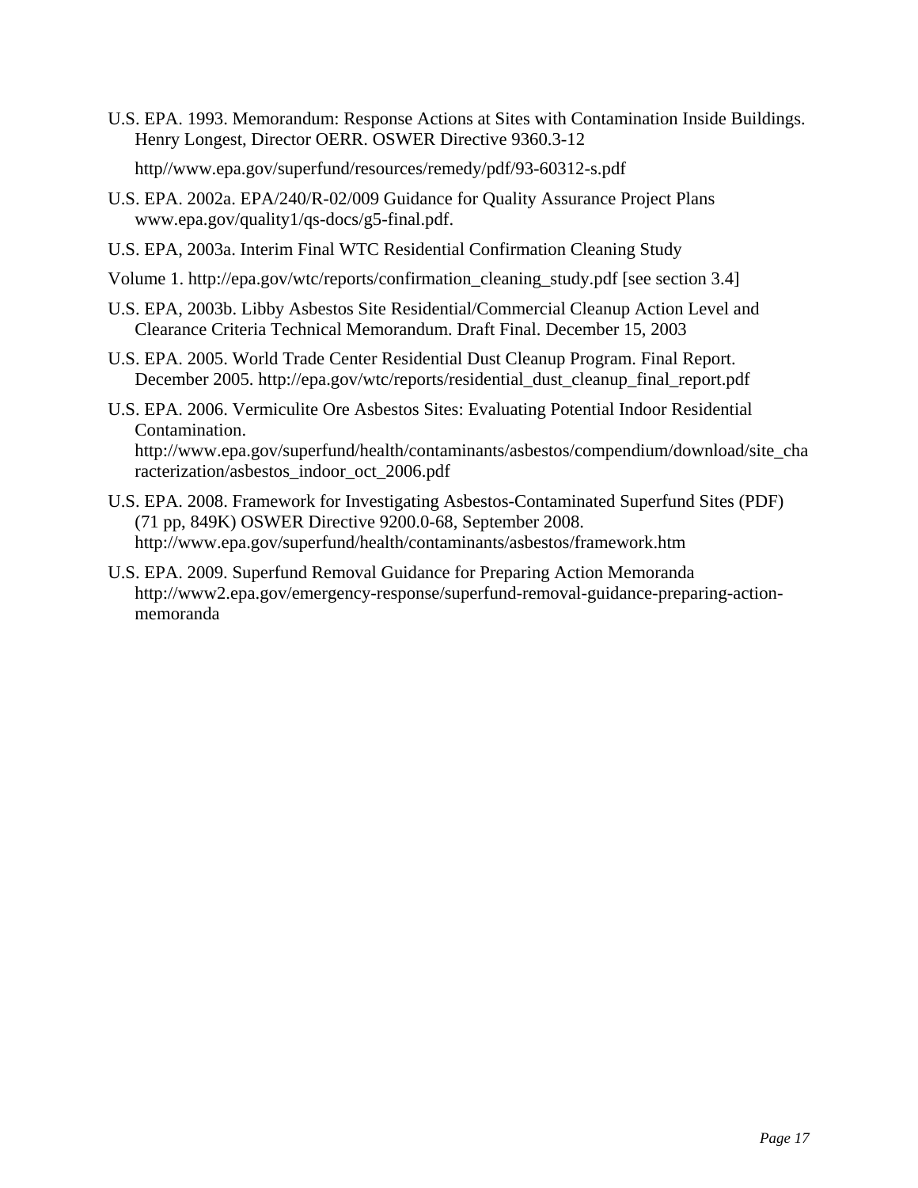U.S. EPA. 1993. Memorandum: Response Actions at Sites with Contamination Inside Buildings. Henry Longest, Director OERR. OSWER Directive 9360.3-12

http//www.epa.gov/superfund/resources/remedy/pdf/93-60312-s.pdf

U.S. EPA. 2002a. EPA/240/R-02/009 Guidance for Quality Assurance Project Plans www.epa.gov/quality1/qs-docs/g5-final.pdf.

U.S. EPA, 2003a. Interim Final WTC Residential Confirmation Cleaning Study

Volume 1. http://epa.gov/wtc/reports/confirmation_cleaning_study.pdf [see section 3.4]

U.S. EPA, 2003b. Libby Asbestos Site Residential/Commercial Cleanup Action Level and Clearance Criteria Technical Memorandum. Draft Final. December 15, 2003

U.S. EPA. 2005. World Trade Center Residential Dust Cleanup Program. Final Report. December 2005. http://epa.gov/wtc/reports/residential_dust_cleanup_final_report.pdf

U.S. EPA. 2006. Vermiculite Ore Asbestos Sites: Evaluating Potential Indoor Residential Contamination. http://www.epa.gov/superfund/health/contaminants/asbestos/compendium/download/site_characterization/asbestos_indoor_oct_2006.pdf

U.S. EPA. 2008. Framework for Investigating Asbestos-Contaminated Superfund Sites (PDF) (71 pp, 849K) OSWER Directive 9200.0-68, September 2008. http://www.epa.gov/superfund/health/contaminants/asbestos/framework.htm

U.S. EPA. 2009. Superfund Removal Guidance for Preparing Action Memoranda http://www2.epa.gov/emergency-response/superfund-removal-guidance-preparing-action-memoranda